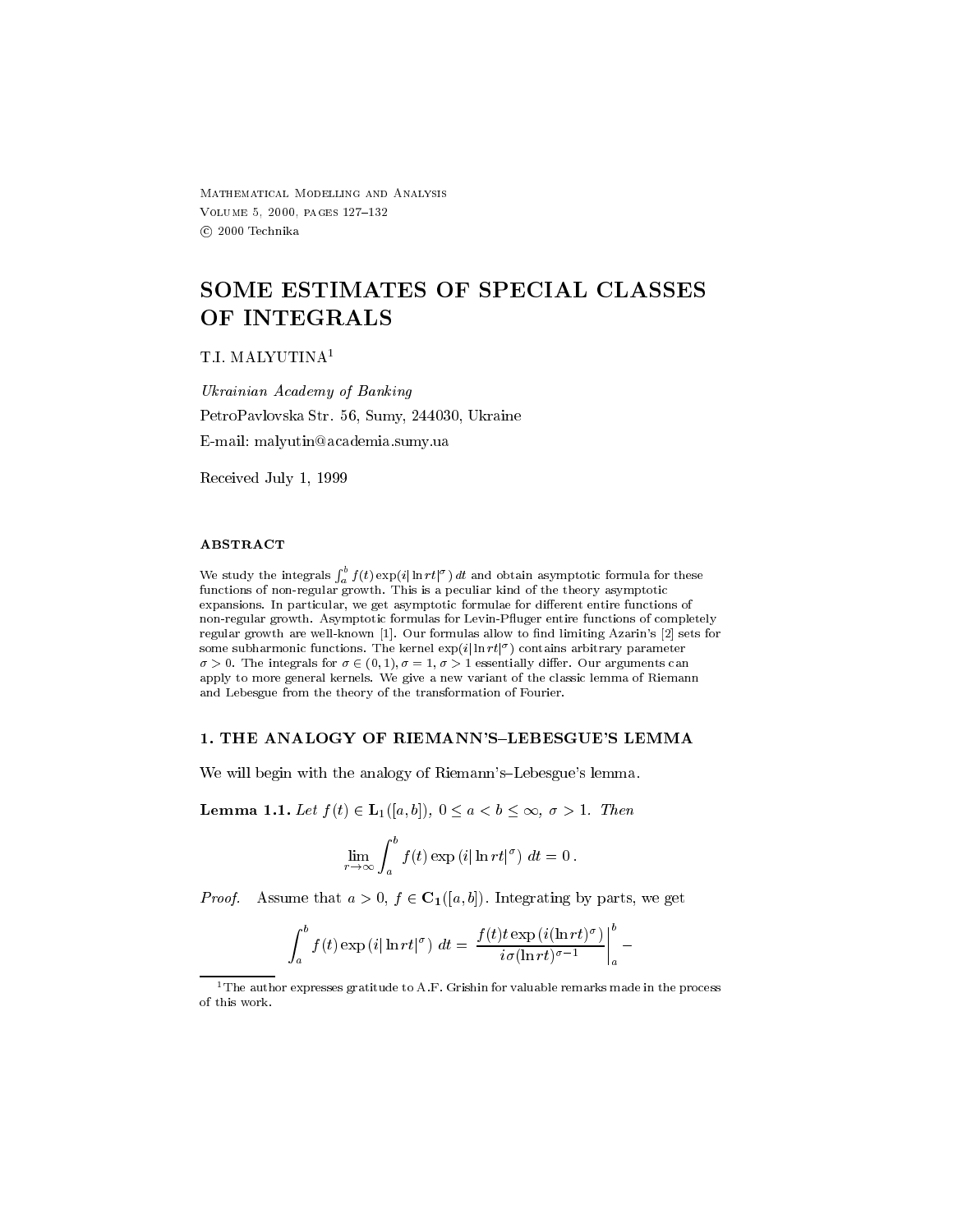Mathematical Modelling and Analysis
Volume 5, 2000, pages 127–132
© 2000 Technika

# SOME ESTIMATES OF SPECIAL CLASSES OF INTEGRALS

T.I. MALYUTINA[1]

*Ukrainian Academy of Banking*

PetroPavlovska Str. 56, Sumy, 244030, Ukraine

E-mail: malyutin@academia.sumy.ua

Received July 1, 1999

### ABSTRACT

We study the integrals $\int_a^b f(t)\exp(i|\ln rt|^\sigma)\,dt$ and obtain asymptotic formula for these functions of non-regular growth. This is a peculiar kind of the theory asymptotic expansions. In particular, we get asymptotic formulae for different entire functions of non-regular growth. Asymptotic formulas for Levin-Pfluger entire functions of completely regular growth are well-known [1]. Our formulas allow to find limiting Azarin's [2] sets for some subharmonic functions. The kernel $\exp(i|\ln rt|^\sigma)$ contains arbitrary parameter $\sigma > 0$. The integrals for $\sigma \in (0,1)$, $\sigma = 1$, $\sigma > 1$ essentially differ. Our arguments can apply to more general kernels. We give a new variant of the classic lemma of Riemann and Lebesgue from the theory of the transformation of Fourier.

## 1. THE ANALOGY OF RIEMANN'S–LEBESGUE'S LEMMA

We will begin with the analogy of Riemann's–Lebesgue's lemma.

**Lemma 1.1.** *Let $f(t) \in \mathbf{L_1}([a,b])$, $0 \le a < b \le \infty$, $\sigma > 1$. Then*

$$\lim_{r\to\infty} \int_a^b f(t)\exp\left(i|\ln rt|^\sigma\right)\,dt = 0\,.$$

*Proof.* Assume that $a > 0$, $f \in \mathbf{C_1}([a,b])$. Integrating by parts, we get

$$\int_a^b f(t)\exp\left(i|\ln rt|^\sigma\right)\,dt = \left.\frac{f(t)t\exp\left(i(\ln rt)^\sigma\right)}{i\sigma(\ln rt)^{\sigma-1}}\right|_a^b -$$

[1] The author expresses gratitude to A.F. Grishin for valuable remarks made in the process of this work.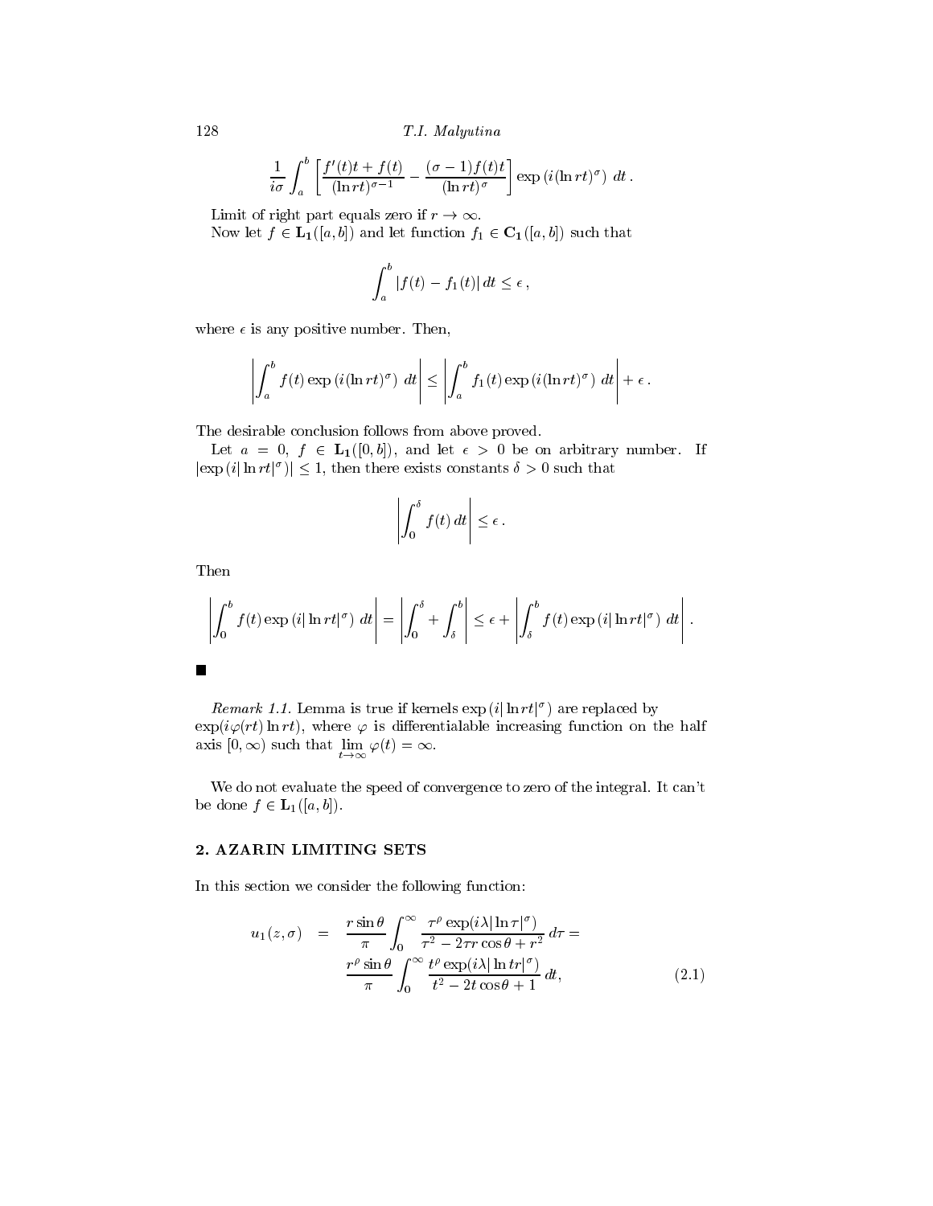$$\frac{1}{i\sigma}\int_a^b \left[\frac{f'(t)t+f(t)}{(\ln rt)^{\sigma-1}} - \frac{(\sigma-1)f(t)t}{(\ln rt)^{\sigma}}\right] \exp\left(i(\ln rt)^{\sigma}\right)\, dt\,.$$

Limit of right part equals zero if $r \to \infty$.

Now let $f \in \mathbf{L_1}([a,b])$ and let function $f_1 \in \mathbf{C_1}([a,b])$ such that

$$\int_a^b |f(t) - f_1(t)|\, dt \le \epsilon\,,$$

where $\epsilon$ is any positive number. Then,

$$\left|\int_a^b f(t)\exp\left(i(\ln rt)^{\sigma}\right)\, dt\right| \le \left|\int_a^b f_1(t)\exp\left(i(\ln rt)^{\sigma}\right)\, dt\right| + \epsilon\,.$$

The desirable conclusion follows from above proved.

Let $a = 0$, $f \in \mathbf{L_1}([0,b])$, and let $\epsilon > 0$ be on arbitrary number. If $|\exp\left(i|\ln rt|^{\sigma}\right)| \le 1$, then there exists constants $\delta > 0$ such that

$$\left|\int_0^{\delta} f(t)\, dt\right| \le \epsilon\,.$$

Then

$$\left|\int_0^b f(t)\exp\left(i|\ln rt|^{\sigma}\right)\, dt\right| = \left|\int_0^{\delta} + \int_{\delta}^b\right| \le \epsilon + \left|\int_{\delta}^b f(t)\exp\left(i|\ln rt|^{\sigma}\right)\, dt\right|\,.$$

■

*Remark 1.1.* Lemma is true if kernels $\exp\left(i|\ln rt|^{\sigma}\right)$ are replaced by $\exp(i\varphi(rt)\ln rt)$, where $\varphi$ is differentialable increasing function on the half axis $[0,\infty)$ such that $\lim_{t\to\infty}\varphi(t) = \infty$.

We do not evaluate the speed of convergence to zero of the integral. It can't be done $f \in \mathbf{L}_1([a,b])$.

## 2. AZARIN LIMITING SETS

In this section we consider the following function:

$$\begin{aligned} u_1(z,\sigma) &= \frac{r\sin\theta}{\pi}\int_0^{\infty} \frac{\tau^{\rho}\exp(i\lambda|\ln\tau|^{\sigma})}{\tau^2 - 2\tau r\cos\theta + r^2}\, d\tau = \\ &\quad \frac{r^{\rho}\sin\theta}{\pi}\int_0^{\infty} \frac{t^{\rho}\exp(i\lambda|\ln tr|^{\sigma})}{t^2 - 2t\cos\theta + 1}\, dt, \end{aligned} \tag{2.1}$$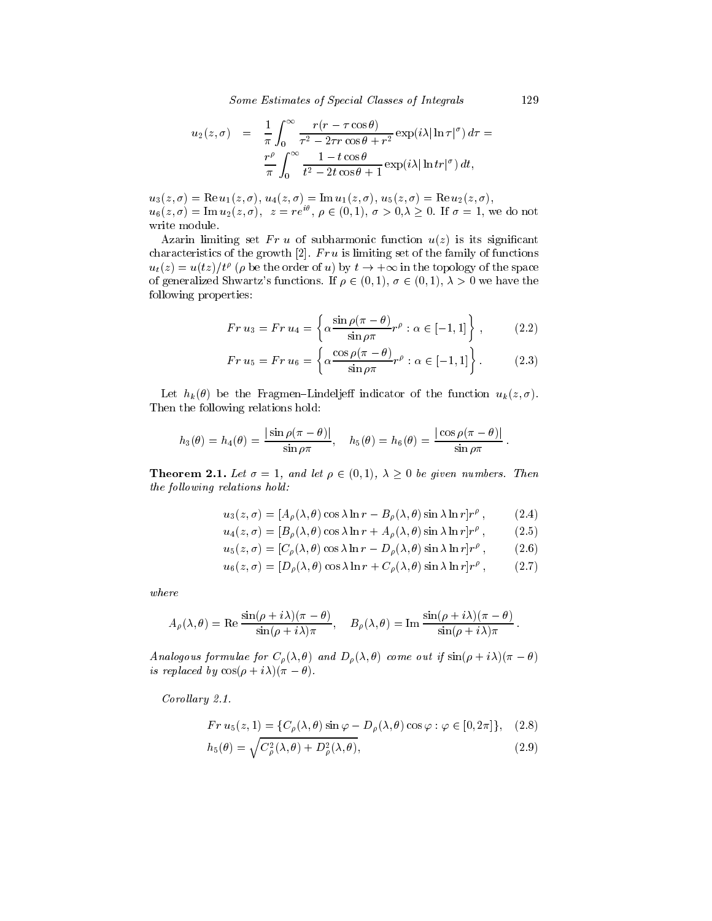$$u_2(z,\sigma) \;=\; \frac{1}{\pi}\int_0^{\infty} \frac{r(r-\tau\cos\theta)}{\tau^2 - 2\tau r\cos\theta + r^2}\exp(i\lambda|\ln\tau|^{\sigma})\,d\tau = \frac{r^{\rho}}{\pi}\int_0^{\infty}\frac{1-t\cos\theta}{t^2-2t\cos\theta+1}\exp(i\lambda|\ln tr|^{\sigma})\,dt,$$

$u_3(z,\sigma) = \operatorname{Re} u_1(z,\sigma)$, $u_4(z,\sigma) = \operatorname{Im} u_1(z,\sigma)$, $u_5(z,\sigma) = \operatorname{Re} u_2(z,\sigma)$, $u_6(z,\sigma) = \operatorname{Im} u_2(z,\sigma)$, $z = re^{i\theta}$, $\rho \in (0,1)$, $\sigma > 0, \lambda \geq 0$. If $\sigma = 1$, we do not write module.

Azarin limiting set $Fr\, u$ of subharmonic function $u(z)$ is its significant characteristics of the growth [2]. $Fr\, u$ is limiting set of the family of functions $u_t(z) = u(tz)/t^{\rho}$ ($\rho$ be the order of $u$) by $t \to +\infty$ in the topology of the space of generalized Shwartz's functions. If $\rho \in (0,1)$, $\sigma \in (0,1)$, $\lambda > 0$ we have the following properties:

$$Fr\, u_3 = Fr\, u_4 = \left\{ \alpha \frac{\sin\rho(\pi-\theta)}{\sin\rho\pi} r^{\rho} : \alpha \in [-1,1] \right\}, \tag{2.2}$$

$$Fr\, u_5 = Fr\, u_6 = \left\{ \alpha \frac{\cos\rho(\pi-\theta)}{\sin\rho\pi} r^{\rho} : \alpha \in [-1,1] \right\}. \tag{2.3}$$

Let $h_k(\theta)$ be the Fragmen–Lindeljeff indicator of the function $u_k(z,\sigma)$. Then the following relations hold:

$$h_3(\theta) = h_4(\theta) = \frac{|\sin\rho(\pi-\theta)|}{\sin\rho\pi}, \quad h_5(\theta) = h_6(\theta) = \frac{|\cos\rho(\pi-\theta)|}{\sin\rho\pi}.$$

**Theorem 2.1.** *Let $\sigma = 1$, and let $\rho \in (0,1)$, $\lambda \geq 0$ be given numbers. Then the following relations hold:*

$$u_3(z,\sigma) = [A_{\rho}(\lambda,\theta)\cos\lambda\ln r - B_{\rho}(\lambda,\theta)\sin\lambda\ln r]r^{\rho}, \tag{2.4}$$

$$u_4(z,\sigma) = [B_{\rho}(\lambda,\theta)\cos\lambda\ln r + A_{\rho}(\lambda,\theta)\sin\lambda\ln r]r^{\rho}, \tag{2.5}$$

$$u_5(z,\sigma) = [C_{\rho}(\lambda,\theta)\cos\lambda\ln r - D_{\rho}(\lambda,\theta)\sin\lambda\ln r]r^{\rho}, \tag{2.6}$$

$$u_6(z,\sigma) = [D_{\rho}(\lambda,\theta)\cos\lambda\ln r + C_{\rho}(\lambda,\theta)\sin\lambda\ln r]r^{\rho}, \tag{2.7}$$

*where*

$$A_{\rho}(\lambda,\theta) = \operatorname{Re}\frac{\sin(\rho+i\lambda)(\pi-\theta)}{\sin(\rho+i\lambda)\pi}, \quad B_{\rho}(\lambda,\theta) = \operatorname{Im}\frac{\sin(\rho+i\lambda)(\pi-\theta)}{\sin(\rho+i\lambda)\pi}.$$

*Analogous formulae for $C_{\rho}(\lambda,\theta)$ and $D_{\rho}(\lambda,\theta)$ come out if $\sin(\rho+i\lambda)(\pi-\theta)$ is replaced by $\cos(\rho+i\lambda)(\pi-\theta)$.*

*Corollary 2.1.*

$$Fr\, u_5(z,1) = \{C_{\rho}(\lambda,\theta)\sin\varphi - D_{\rho}(\lambda,\theta)\cos\varphi : \varphi \in [0,2\pi]\}, \tag{2.8}$$

$$h_5(\theta) = \sqrt{C_{\rho}^2(\lambda,\theta) + D_{\rho}^2(\lambda,\theta)}, \tag{2.9}$$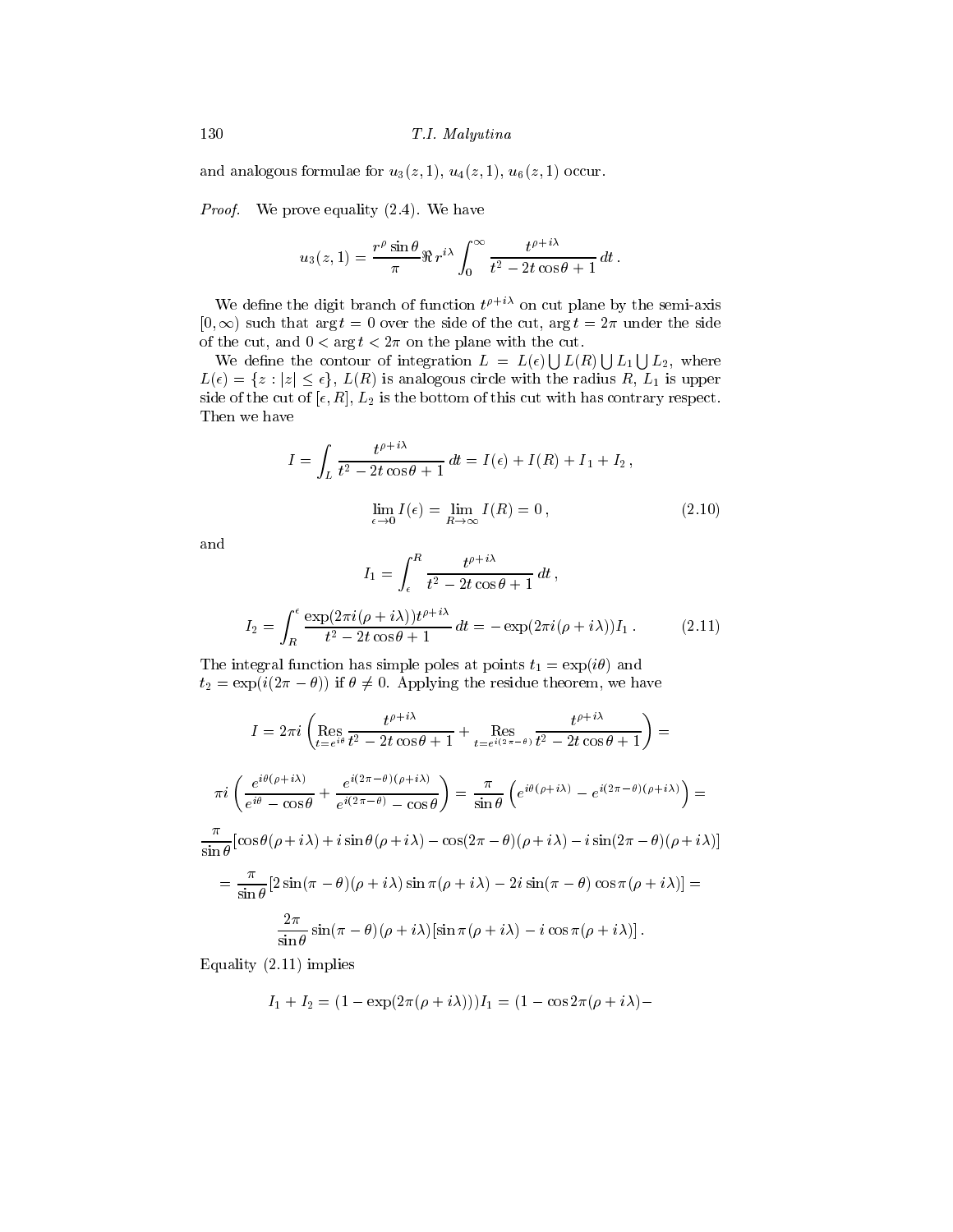and analogous formulae for $u_3(z,1)$, $u_4(z,1)$, $u_6(z,1)$ occur.

*Proof.* We prove equality (2.4). We have

$$u_3(z,1) = \frac{r^\rho \sin\theta}{\pi} \Re\, r^{i\lambda} \int_0^\infty \frac{t^{\rho+i\lambda}}{t^2 - 2t\cos\theta + 1}\, dt\,.$$

We define the digit branch of function $t^{\rho+i\lambda}$ on cut plane by the semi-axis $[0,\infty)$ such that $\arg t = 0$ over the side of the cut, $\arg t = 2\pi$ under the side of the cut, and $0 < \arg t < 2\pi$ on the plane with the cut.

We define the contour of integration $L = L(\epsilon) \bigcup L(R) \bigcup L_1 \bigcup L_2$, where $L(\epsilon) = \{z : |z| \le \epsilon\}$, $L(R)$ is analogous circle with the radius $R$, $L_1$ is upper side of the cut of $[\epsilon, R]$, $L_2$ is the bottom of this cut with has contrary respect. Then we have

$$I = \int_L \frac{t^{\rho+i\lambda}}{t^2 - 2t\cos\theta + 1}\, dt = I(\epsilon) + I(R) + I_1 + I_2\,,$$

$$\lim_{\epsilon\to 0} I(\epsilon) = \lim_{R\to\infty} I(R) = 0\,, \tag{2.10}$$

and

$$I_1 = \int_\epsilon^R \frac{t^{\rho+i\lambda}}{t^2 - 2t\cos\theta + 1}\, dt\,,$$

$$I_2 = \int_R^\epsilon \frac{\exp(2\pi i(\rho+i\lambda)) t^{\rho+i\lambda}}{t^2 - 2t\cos\theta + 1}\, dt = -\exp(2\pi i(\rho+i\lambda)) I_1\,. \tag{2.11}$$

The integral function has simple poles at points $t_1 = \exp(i\theta)$ and $t_2 = \exp(i(2\pi - \theta))$ if $\theta \neq 0$. Applying the residue theorem, we have

$$I = 2\pi i \left( \operatorname*{Res}_{t=e^{i\theta}} \frac{t^{\rho+i\lambda}}{t^2 - 2t\cos\theta + 1} + \operatorname*{Res}_{t=e^{i(2\pi-\theta)}} \frac{t^{\rho+i\lambda}}{t^2 - 2t\cos\theta + 1} \right) =$$

$$\pi i \left( \frac{e^{i\theta(\rho+i\lambda)}}{e^{i\theta} - \cos\theta} + \frac{e^{i(2\pi-\theta)(\rho+i\lambda)}}{e^{i(2\pi-\theta)} - \cos\theta} \right) = \frac{\pi}{\sin\theta}\left( e^{i\theta(\rho+i\lambda)} - e^{i(2\pi-\theta)(\rho+i\lambda)} \right) =$$

$$\frac{\pi}{\sin\theta}[\cos\theta(\rho+i\lambda) + i\sin\theta(\rho+i\lambda) - \cos(2\pi-\theta)(\rho+i\lambda) - i\sin(2\pi-\theta)(\rho+i\lambda)]$$

$$= \frac{\pi}{\sin\theta}[2\sin(\pi-\theta)(\rho+i\lambda)\sin\pi(\rho+i\lambda) - 2i\sin(\pi-\theta)\cos\pi(\rho+i\lambda)] =$$

$$\frac{2\pi}{\sin\theta}\sin(\pi-\theta)(\rho+i\lambda)[\sin\pi(\rho+i\lambda) - i\cos\pi(\rho+i\lambda)]\,.$$

Equality (2.11) implies

$$I_1 + I_2 = (1 - \exp(2\pi(\rho+i\lambda)))I_1 = (1 - \cos 2\pi(\rho+i\lambda) -$$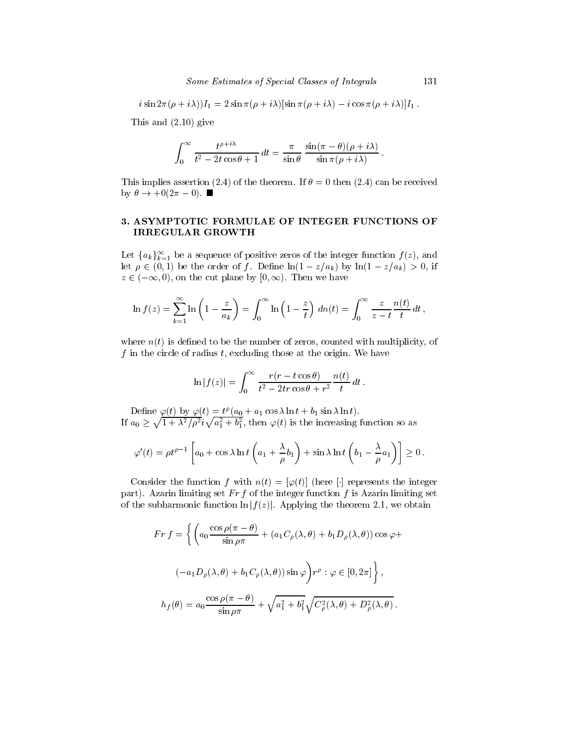$$i \sin 2\pi(\rho + i\lambda))I_1 = 2 \sin \pi(\rho + i\lambda)[\sin \pi(\rho + i\lambda) - i \cos \pi(\rho + i\lambda)]I_1 \,.$$

This and (2.10) give

$$\int_0^\infty \frac{t^{\rho+i\lambda}}{t^2 - 2t\cos\theta + 1}\, dt = \frac{\pi}{\sin\theta} \, \frac{\sin(\pi - \theta)(\rho + i\lambda)}{\sin \pi(\rho + i\lambda)} \,.$$

This implies assertion (2.4) of the theorem. If $\theta = 0$ then (2.4) can be received by $\theta \to +0(2\pi - 0)$. ■

## 3. ASYMPTOTIC FORMULAE OF INTEGER FUNCTIONS OF IRREGULAR GROWTH

Let $\{a_k\}_{k=1}^\infty$ be a sequence of positive zeros of the integer function $f(z)$, and let $\rho \in (0,1)$ be the order of $f$. Define $\ln(1 - z/a_k)$ by $\ln(1 - z/a_k) > 0$, if $z \in (-\infty, 0)$, on the cut plane by $[0, \infty)$. Then we have

$$\ln f(z) = \sum_{k=1}^\infty \ln\left(1 - \frac{z}{a_k}\right) = \int_0^\infty \ln\left(1 - \frac{z}{t}\right)\, dn(t) = \int_0^\infty \frac{z}{z-t}\frac{n(t)}{t}\, dt \,,$$

where $n(t)$ is defined to be the number of zeros, counted with multiplicity, of $f$ in the circle of radius $t$, excluding those at the origin. We have

$$\ln |f(z)| = \int_0^\infty \frac{r(r - t\cos\theta)}{t^2 - 2tr\cos\theta + r^2}\frac{n(t)}{t}\, dt \,.$$

Define $\varphi(t)$ by $\varphi(t) = t^\rho(a_0 + a_1 \cos\lambda \ln t + b_1 \sin\lambda \ln t)$.
If $a_0 \geq \sqrt{1 + \lambda^2/\rho^2} i \sqrt{a_1^2 + b_1^2}$, then $\varphi(t)$ is the increasing function so as

$$\varphi'(t) = \rho t^{\rho-1}\left[a_0 + \cos\lambda \ln t\left(a_1 + \frac{\lambda}{\rho}b_1\right) + \sin\lambda\ln t\left(b_1 - \frac{\lambda}{\rho}a_1\right)\right] \geq 0 \,.$$

Consider the function $f$ with $n(t) = [\varphi(t)]$ (here $[\cdot]$ represents the integer part). Azarin limiting set $Fr\, f$ of the integer function $f$ is Azarin limiting set of the subharmonic function $\ln|f(z)|$. Applying the theorem 2.1, we obtain

$$Fr\ f = \Bigg\{ \left(a_0 \frac{\cos\rho(\pi - \theta)}{\sin\rho\pi} + (a_1 C_\rho(\lambda,\theta) + b_1 D_\rho(\lambda,\theta))\cos\varphi + \right.$$

$$\left. (-a_1 D_\rho(\lambda,\theta) + b_1 C_\rho(\lambda,\theta))\sin\varphi\right) r^\rho : \varphi \in [0, 2\pi] \Bigg\} \,,$$

$$h_f(\theta) = a_0 \frac{\cos\rho(\pi - \theta)}{\sin\rho\pi} + \sqrt{a_1^2 + b_1^2}\sqrt{C_\rho^2(\lambda,\theta) + D_\rho^2(\lambda,\theta)} \,.$$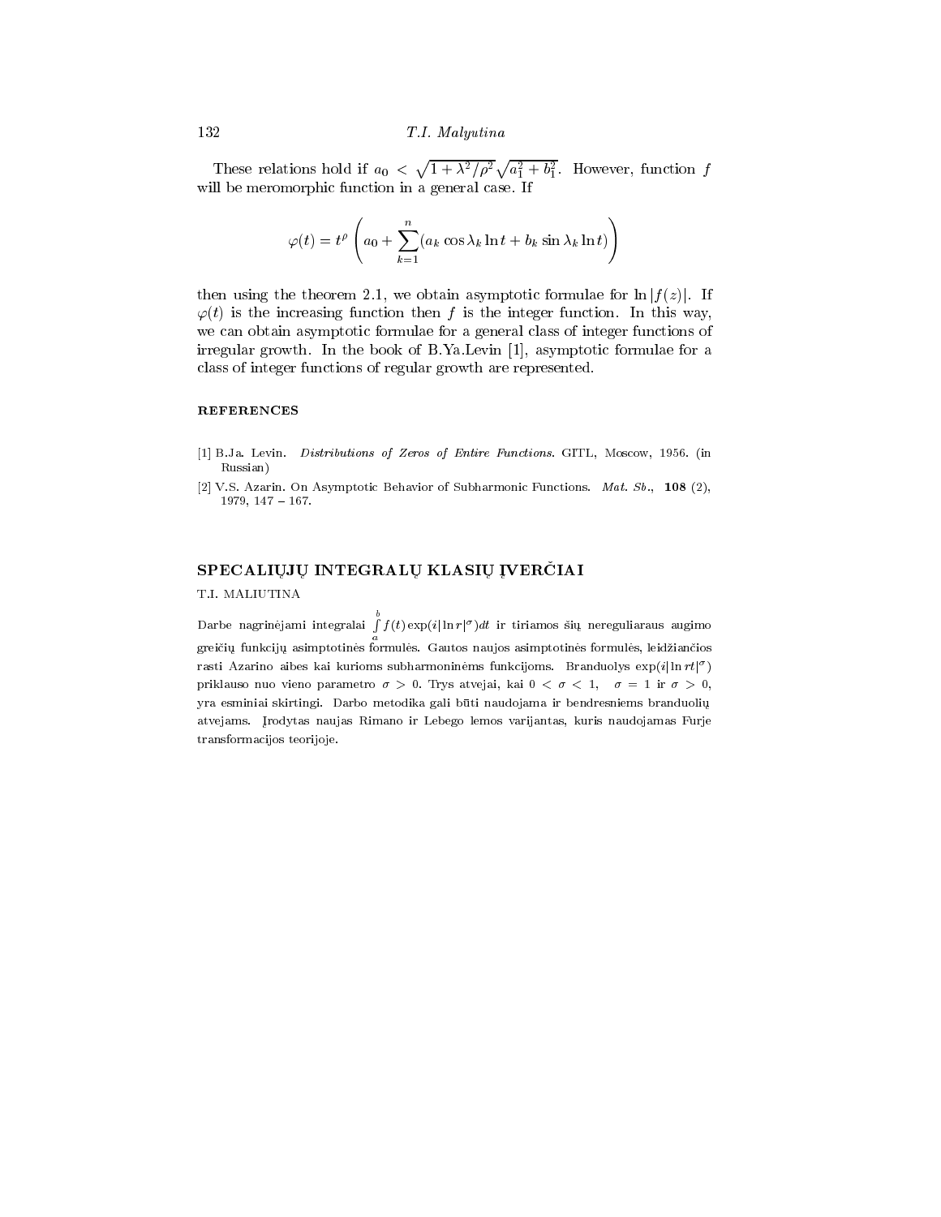These relations hold if $a_0 < \sqrt{1+\lambda^2/\rho^2}\sqrt{a_1^2+b_1^2}$. However, function $f$ will be meromorphic function in a general case. If

$$\varphi(t) = t^\rho \left( a_0 + \sum_{k=1}^{n} (a_k \cos \lambda_k \ln t + b_k \sin \lambda_k \ln t) \right)$$

then using the theorem 2.1, we obtain asymptotic formulae for $\ln |f(z)|$. If $\varphi(t)$ is the increasing function then $f$ is the integer function. In this way, we can obtain asymptotic formulae for a general class of integer functions of irregular growth. In the book of B.Ya.Levin [1], asymptotic formulae for a class of integer functions of regular growth are represented.

## REFERENCES

[1] B.Ja. Levin. *Distributions of Zeros of Entire Functions.* GITL, Moscow, 1956. (in Russian)

[2] V.S. Azarin. On Asymptotic Behavior of Subharmonic Functions. *Mat. Sb.*, **108** (2), 1979, 147 – 167.

## SPECALIŲJŲ INTEGRALŲ KLASIŲ ĮVERČIAI

T.I. MALIUTINA

Darbe nagrinėjami integralai $\int_a^b f(t)\exp(i|\ln r|^\sigma)dt$ ir tiriamos šių nereguliaraus augimo greičių funkcijų asimptotinės formulės. Gautos naujos asimptotinės formulės, leidžiančios rasti Azarino aibes kai kurioms subharmoninėms funkcijoms. Branduolys $\exp(i|\ln rt|^\sigma)$ priklauso nuo vieno parametro $\sigma > 0$. Trys atvejai, kai $0 < \sigma < 1$, $\sigma = 1$ ir $\sigma > 0$, yra esminiai skirtingi. Darbo metodika gali būti naudojama ir bendresniems branduolių atvejams. Įrodytas naujas Rimano ir Lebego lemos varijantas, kuris naudojamas Furje transformacijos teorijoje.